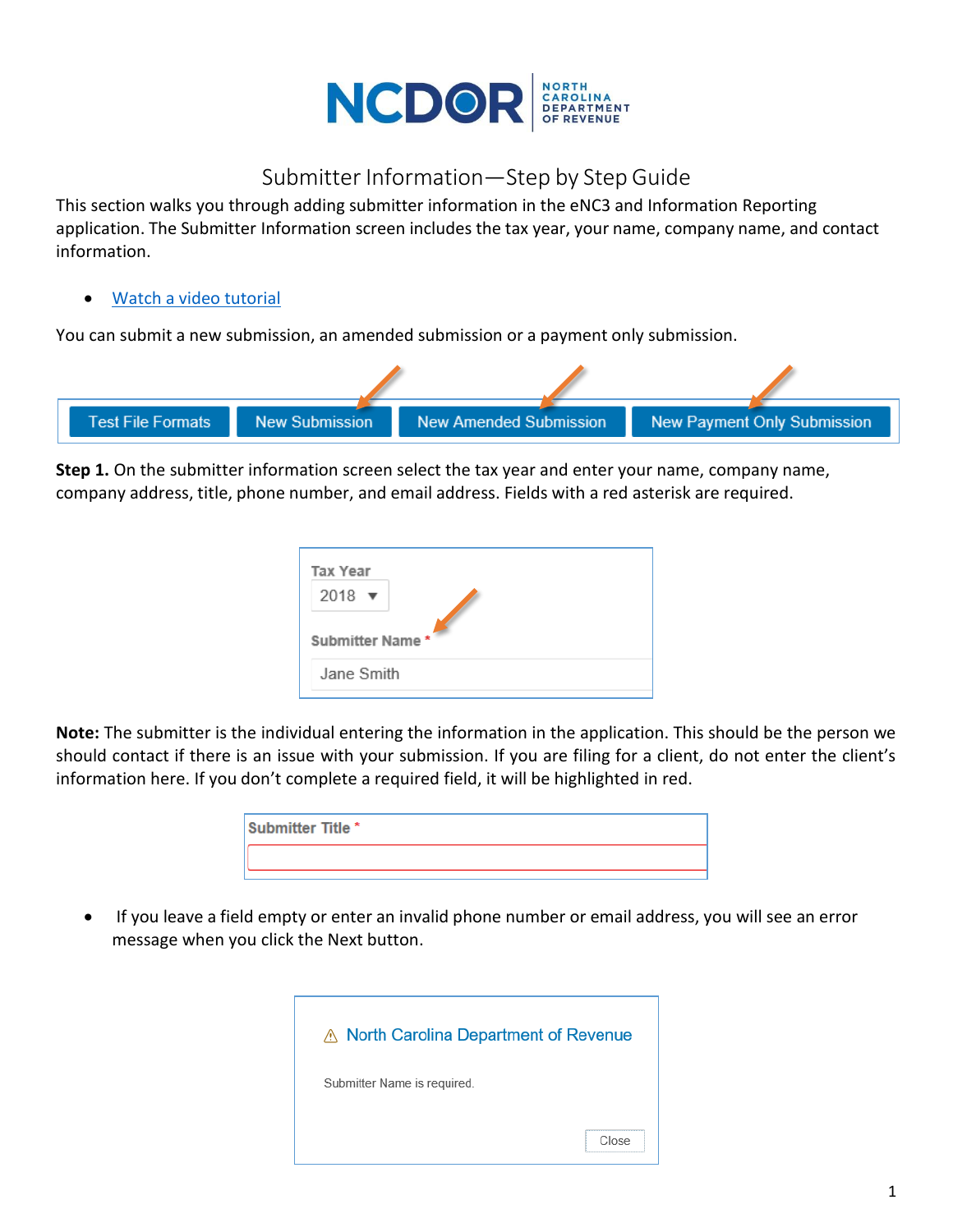# Submitter Information—Step by Step Guide

This section walks you through adding submitter information in the eNC3 and Information Reporting application. The Submitter Information screen includes the tax year, your name, company name, and contact information.

- Watch a video tutorial

You can submit a new submission, an amended submission or a payment only submission.

Test File Formats | New Submission | New Amended Submission | New Payment Only Submission

**Step 1.** On the submitter information screen select the tax year and enter your name, company name, company address, title, phone number, and email address. Fields with a red asterisk are required.

Tax Year
2018

Submitter Name *
Jane Smith

**Note:** The submitter is the individual entering the information in the application. This should be the person we should contact if there is an issue with your submission. If you are filing for a client, do not enter the client's information here. If you don't complete a required field, it will be highlighted in red.

Submitter Title *

- If you leave a field empty or enter an invalid phone number or email address, you will see an error message when you click the Next button.

⚠ North Carolina Department of Revenue

Submitter Name is required.

Close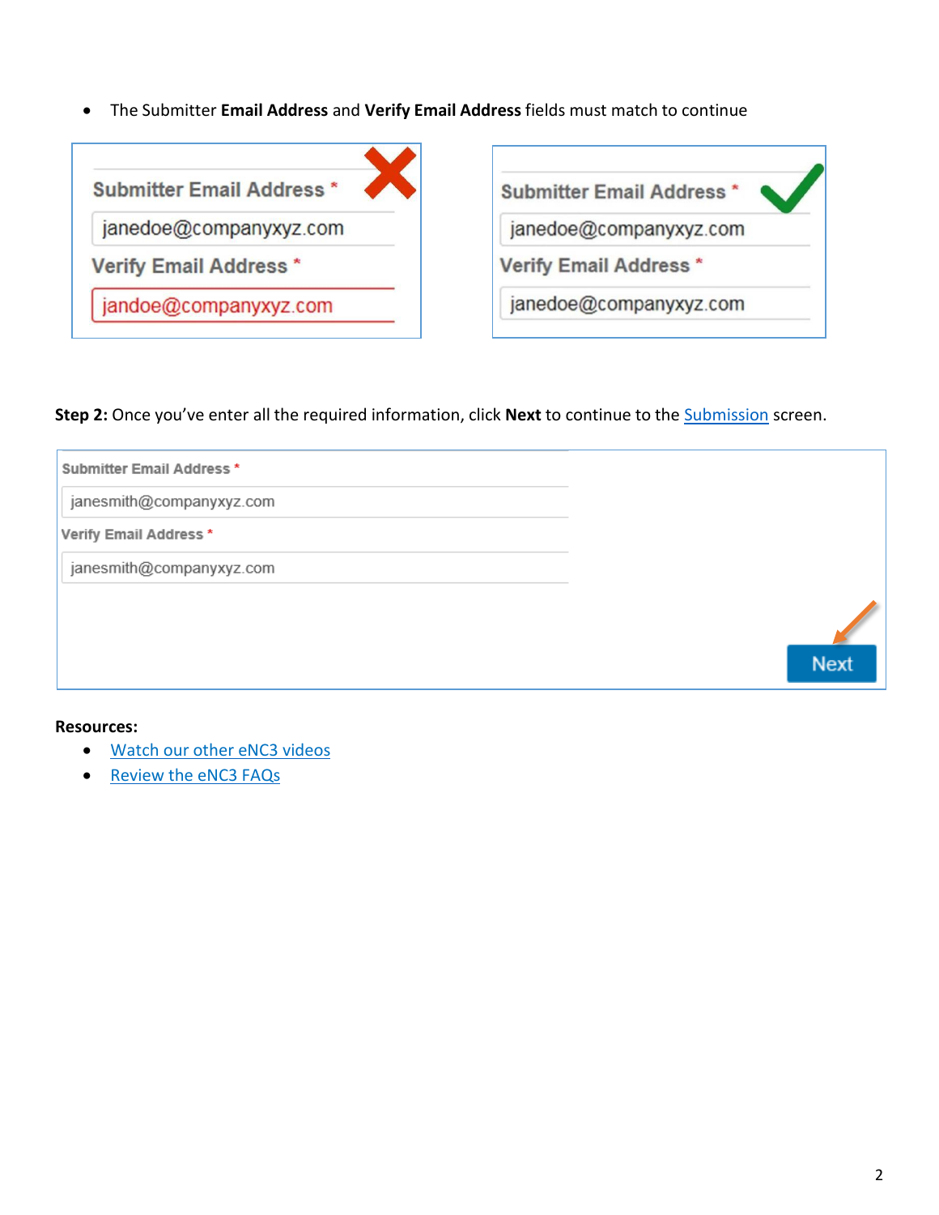- The Submitter **Email Address** and **Verify Email Address** fields must match to continue

**Step 2:** Once you've enter all the required information, click **Next** to continue to the Submission screen.

**Resources:**

- Watch our other eNC3 videos
- Review the eNC3 FAQs